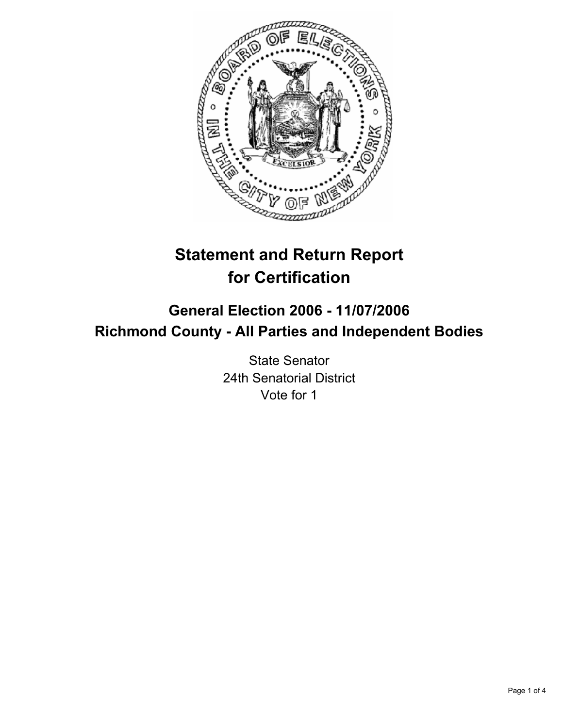# Statement and Return Report for Certification

## General Election 2006 - 11/07/2006
## Richmond County - All Parties and Independent Bodies

State Senator
24th Senatorial District
Vote for 1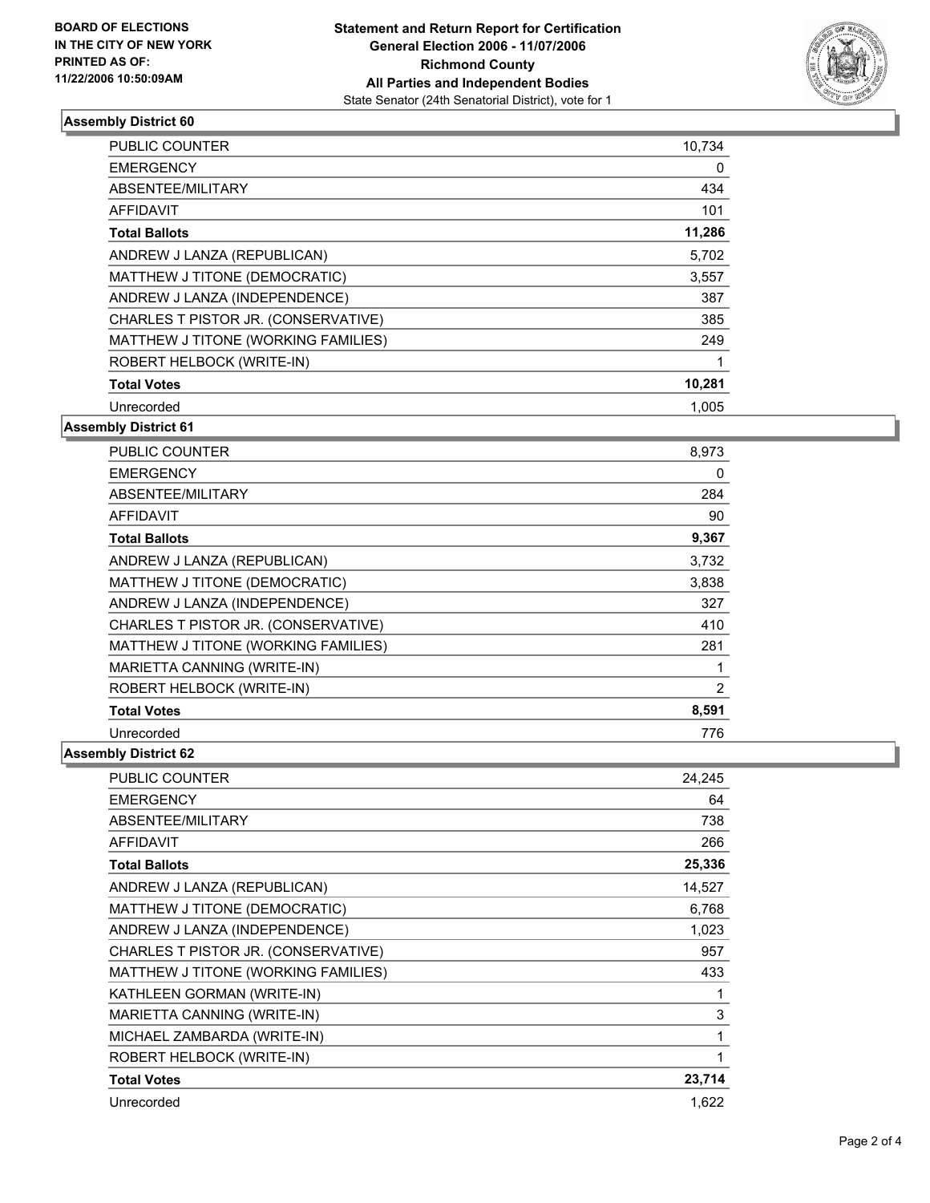**BOARD OF ELECTIONS IN THE CITY OF NEW YORK PRINTED AS OF: 11/22/2006 10:50:09AM**

# Statement and Return Report for Certification General Election 2006 - 11/07/2006 Richmond County All Parties and Independent Bodies

State Senator (24th Senatorial District), vote for 1

## Assembly District 60

| | |
|---|---|
| PUBLIC COUNTER | 10,734 |
| EMERGENCY | 0 |
| ABSENTEE/MILITARY | 434 |
| AFFIDAVIT | 101 |
| **Total Ballots** | **11,286** |
| ANDREW J LANZA (REPUBLICAN) | 5,702 |
| MATTHEW J TITONE (DEMOCRATIC) | 3,557 |
| ANDREW J LANZA (INDEPENDENCE) | 387 |
| CHARLES T PISTOR JR. (CONSERVATIVE) | 385 |
| MATTHEW J TITONE (WORKING FAMILIES) | 249 |
| ROBERT HELBOCK (WRITE-IN) | 1 |
| **Total Votes** | **10,281** |
| Unrecorded | 1,005 |

## Assembly District 61

| | |
|---|---|
| PUBLIC COUNTER | 8,973 |
| EMERGENCY | 0 |
| ABSENTEE/MILITARY | 284 |
| AFFIDAVIT | 90 |
| **Total Ballots** | **9,367** |
| ANDREW J LANZA (REPUBLICAN) | 3,732 |
| MATTHEW J TITONE (DEMOCRATIC) | 3,838 |
| ANDREW J LANZA (INDEPENDENCE) | 327 |
| CHARLES T PISTOR JR. (CONSERVATIVE) | 410 |
| MATTHEW J TITONE (WORKING FAMILIES) | 281 |
| MARIETTA CANNING (WRITE-IN) | 1 |
| ROBERT HELBOCK (WRITE-IN) | 2 |
| **Total Votes** | **8,591** |
| Unrecorded | 776 |

## Assembly District 62

| | |
|---|---|
| PUBLIC COUNTER | 24,245 |
| EMERGENCY | 64 |
| ABSENTEE/MILITARY | 738 |
| AFFIDAVIT | 266 |
| **Total Ballots** | **25,336** |
| ANDREW J LANZA (REPUBLICAN) | 14,527 |
| MATTHEW J TITONE (DEMOCRATIC) | 6,768 |
| ANDREW J LANZA (INDEPENDENCE) | 1,023 |
| CHARLES T PISTOR JR. (CONSERVATIVE) | 957 |
| MATTHEW J TITONE (WORKING FAMILIES) | 433 |
| KATHLEEN GORMAN (WRITE-IN) | 1 |
| MARIETTA CANNING (WRITE-IN) | 3 |
| MICHAEL ZAMBARDA (WRITE-IN) | 1 |
| ROBERT HELBOCK (WRITE-IN) | 1 |
| **Total Votes** | **23,714** |
| Unrecorded | 1,622 |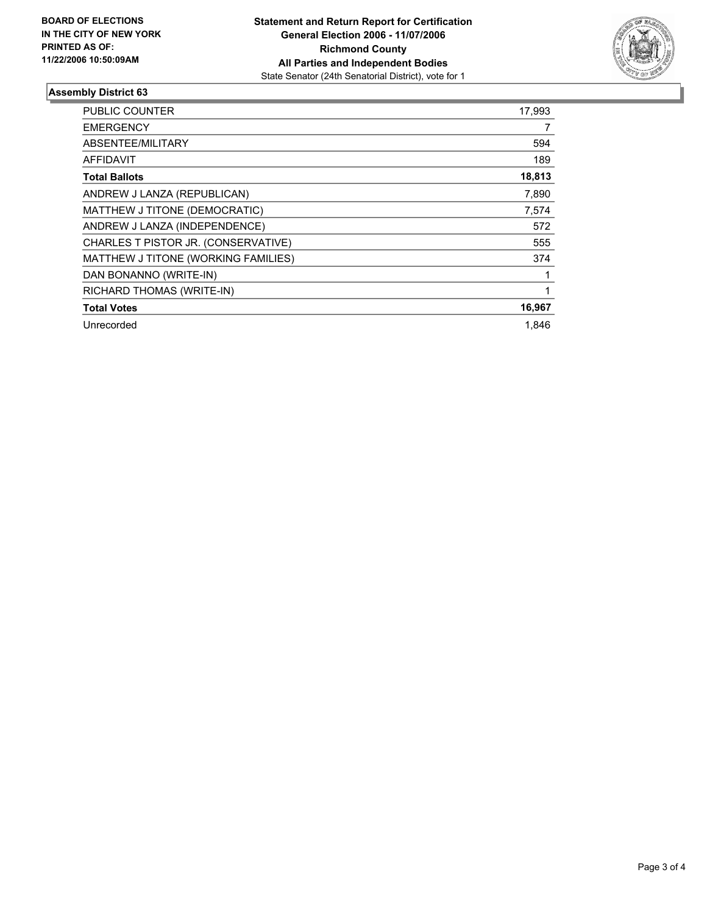**BOARD OF ELECTIONS IN THE CITY OF NEW YORK PRINTED AS OF: 11/22/2006 10:50:09AM**

**Statement and Return Report for Certification**
**General Election 2006 - 11/07/2006**
**Richmond County**
**All Parties and Independent Bodies**
State Senator (24th Senatorial District), vote for 1

## Assembly District 63

| | |
|---|---|
| PUBLIC COUNTER | 17,993 |
| EMERGENCY | 7 |
| ABSENTEE/MILITARY | 594 |
| AFFIDAVIT | 189 |
| **Total Ballots** | **18,813** |
| ANDREW J LANZA (REPUBLICAN) | 7,890 |
| MATTHEW J TITONE (DEMOCRATIC) | 7,574 |
| ANDREW J LANZA (INDEPENDENCE) | 572 |
| CHARLES T PISTOR JR. (CONSERVATIVE) | 555 |
| MATTHEW J TITONE (WORKING FAMILIES) | 374 |
| DAN BONANNO (WRITE-IN) | 1 |
| RICHARD THOMAS (WRITE-IN) | 1 |
| **Total Votes** | **16,967** |
| Unrecorded | 1,846 |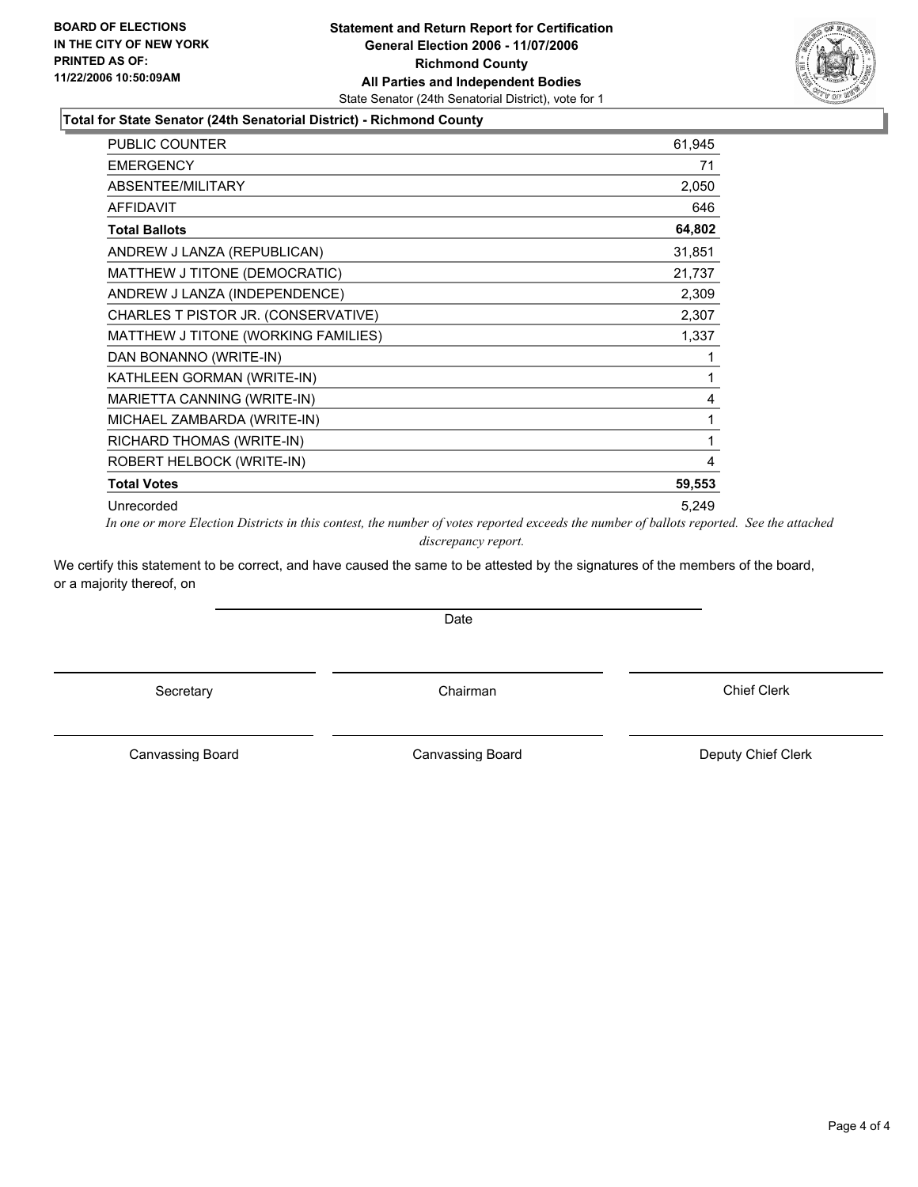**BOARD OF ELECTIONS IN THE CITY OF NEW YORK PRINTED AS OF: 11/22/2006 10:50:09AM**

**Statement and Return Report for Certification**
**General Election 2006 - 11/07/2006**
**Richmond County**
**All Parties and Independent Bodies**
State Senator (24th Senatorial District), vote for 1

### Total for State Senator (24th Senatorial District) - Richmond County

| | |
|---|---|
| PUBLIC COUNTER | 61,945 |
| EMERGENCY | 71 |
| ABSENTEE/MILITARY | 2,050 |
| AFFIDAVIT | 646 |
| **Total Ballots** | **64,802** |
| ANDREW J LANZA (REPUBLICAN) | 31,851 |
| MATTHEW J TITONE (DEMOCRATIC) | 21,737 |
| ANDREW J LANZA (INDEPENDENCE) | 2,309 |
| CHARLES T PISTOR JR. (CONSERVATIVE) | 2,307 |
| MATTHEW J TITONE (WORKING FAMILIES) | 1,337 |
| DAN BONANNO (WRITE-IN) | 1 |
| KATHLEEN GORMAN (WRITE-IN) | 1 |
| MARIETTA CANNING (WRITE-IN) | 4 |
| MICHAEL ZAMBARDA (WRITE-IN) | 1 |
| RICHARD THOMAS (WRITE-IN) | 1 |
| ROBERT HELBOCK (WRITE-IN) | 4 |
| **Total Votes** | **59,553** |
| Unrecorded | 5,249 |

*In one or more Election Districts in this contest, the number of votes reported exceeds the number of ballots reported. See the attached discrepancy report.*

We certify this statement to be correct, and have caused the same to be attested by the signatures of the members of the board, or a majority thereof, on

Date

| | | |
|---|---|---|
| Secretary | Chairman | Chief Clerk |
| Canvassing Board | Canvassing Board | Deputy Chief Clerk |